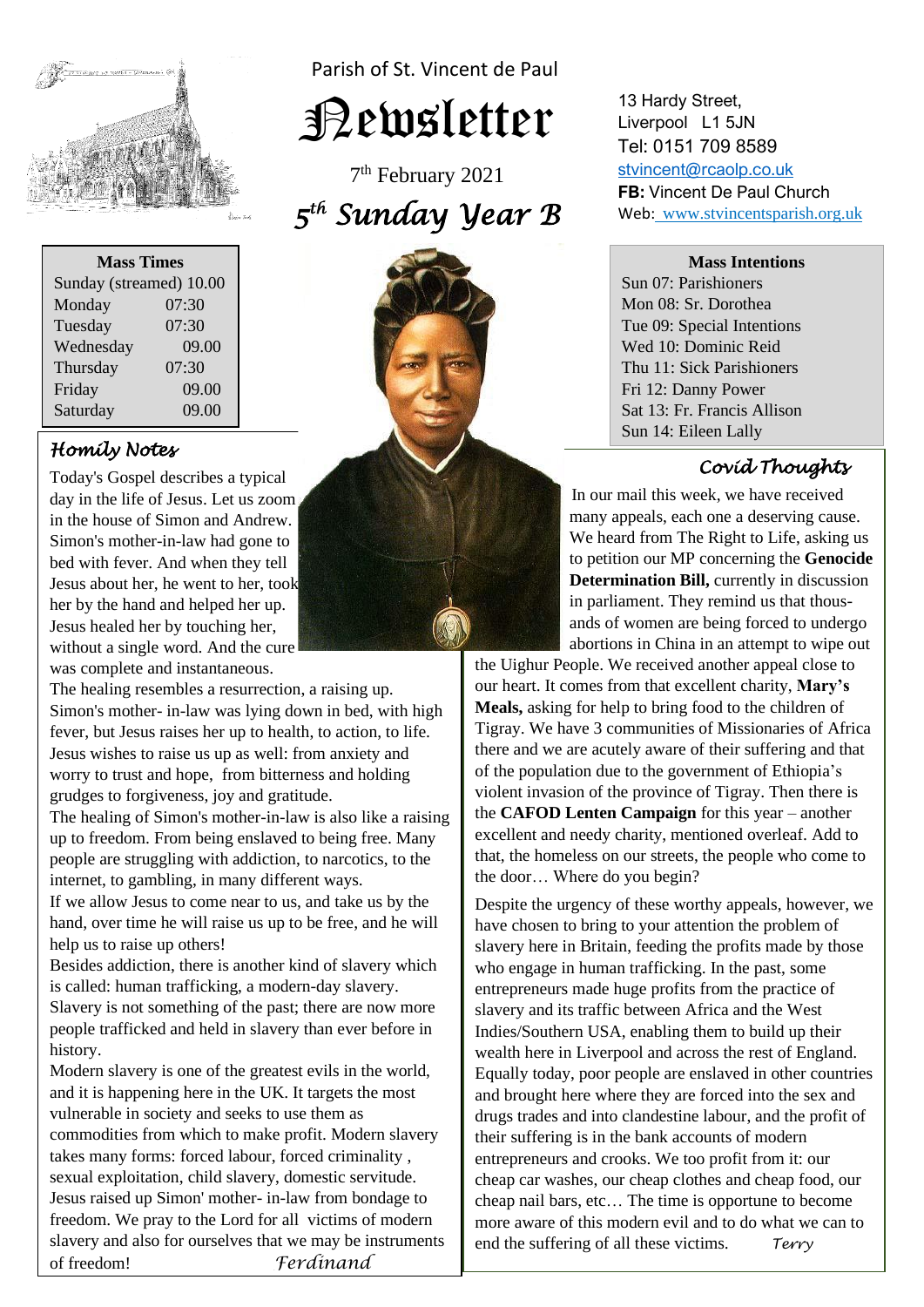Parish of St. Vincent de Paul

# Newsletter

7th February 2021

## *5th Sunday Year B*

13 Hardy Street,
Liverpool L1 5JN
Tel: 0151 709 8589
stvincent@rcaolp.co.uk
**FB:** Vincent De Paul Church
Web: www.stvincentsparish.org.uk

| Mass Times | |
|---|---|
| Sunday (streamed) | 10.00 |
| Monday | 07:30 |
| Tuesday | 07:30 |
| Wednesday | 09.00 |
| Thursday | 07:30 |
| Friday | 09.00 |
| Saturday | 09.00 |

**Mass Intentions**

Sun 07: Parishioners
Mon 08: Sr. Dorothea
Tue 09: Special Intentions
Wed 10: Dominic Reid
Thu 11: Sick Parishioners
Fri 12: Danny Power
Sat 13: Fr. Francis Allison
Sun 14: Eileen Lally

### *Homily Notes*

Today's Gospel describes a typical day in the life of Jesus. Let us zoom in the house of Simon and Andrew. Simon's mother-in-law had gone to bed with fever. And when they tell Jesus about her, he went to her, took her by the hand and helped her up. Jesus healed her by touching her, without a single word. And the cure was complete and instantaneous.

The healing resembles a resurrection, a raising up. Simon's mother- in-law was lying down in bed, with high fever, but Jesus raises her up to health, to action, to life. Jesus wishes to raise us up as well: from anxiety and worry to trust and hope, from bitterness and holding grudges to forgiveness, joy and gratitude.

The healing of Simon's mother-in-law is also like a raising up to freedom. From being enslaved to being free. Many people are struggling with addiction, to narcotics, to the internet, to gambling, in many different ways.

If we allow Jesus to come near to us, and take us by the hand, over time he will raise us up to be free, and he will help us to raise up others!

Besides addiction, there is another kind of slavery which is called: human trafficking, a modern-day slavery. Slavery is not something of the past; there are now more people trafficked and held in slavery than ever before in history.

Modern slavery is one of the greatest evils in the world, and it is happening here in the UK. It targets the most vulnerable in society and seeks to use them as commodities from which to make profit. Modern slavery takes many forms: forced labour, forced criminality , sexual exploitation, child slavery, domestic servitude. Jesus raised up Simon' mother- in-law from bondage to freedom. We pray to the Lord for all victims of modern slavery and also for ourselves that we may be instruments of freedom! *Ferdinand*

### *Covid Thoughts*

In our mail this week, we have received many appeals, each one a deserving cause. We heard from The Right to Life, asking us to petition our MP concerning the **Genocide Determination Bill,** currently in discussion in parliament. They remind us that thousands of women are being forced to undergo abortions in China in an attempt to wipe out the Uighur People. We received another appeal close to our heart. It comes from that excellent charity, **Mary's Meals,** asking for help to bring food to the children of Tigray. We have 3 communities of Missionaries of Africa there and we are acutely aware of their suffering and that of the population due to the government of Ethiopia's violent invasion of the province of Tigray. Then there is the **CAFOD Lenten Campaign** for this year – another excellent and needy charity, mentioned overleaf. Add to that, the homeless on our streets, the people who come to the door… Where do you begin?

Despite the urgency of these worthy appeals, however, we have chosen to bring to your attention the problem of slavery here in Britain, feeding the profits made by those who engage in human trafficking. In the past, some entrepreneurs made huge profits from the practice of slavery and its traffic between Africa and the West Indies/Southern USA, enabling them to build up their wealth here in Liverpool and across the rest of England. Equally today, poor people are enslaved in other countries and brought here where they are forced into the sex and drugs trades and into clandestine labour, and the profit of their suffering is in the bank accounts of modern entrepreneurs and crooks. We too profit from it: our cheap car washes, our cheap clothes and cheap food, our cheap nail bars, etc… The time is opportune to become more aware of this modern evil and to do what we can to end the suffering of all these victims. *Terry*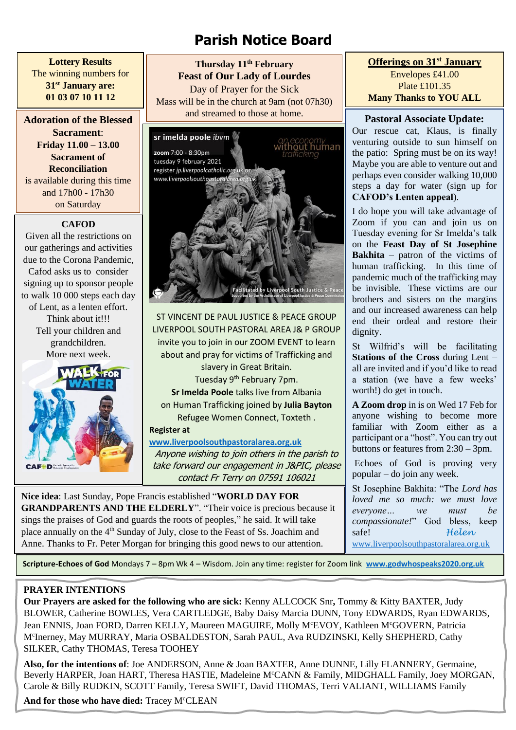# Parish Notice Board

**Lottery Results**
The winning numbers for
**31st January are:**
**01 03 07 10 11 12**

**Adoration of the Blessed Sacrament**:
**Friday 11.00 – 13.00**
**Sacrament of Reconciliation**
is available during this time
and 17h00 - 17h30
on Saturday

**CAFOD**

Given all the restrictions on our gatherings and activities due to the Corona Pandemic, Cafod asks us to consider signing up to sponsor people to walk 10 000 steps each day of Lent, as a lenten effort.
Think about it!!!
Tell your children and grandchildren.
More next week.

**Thursday 11th February**
**Feast of Our Lady of Lourdes**
Day of Prayer for the Sick
Mass will be in the church at 9am (not 07h30)
and streamed to those at home.

ST VINCENT DE PAUL JUSTICE & PEACE GROUP
LIVERPOOL SOUTH PASTORAL AREA J& P GROUP
invite you to join in our ZOOM EVENT to learn about and pray for victims of Trafficking and slavery in Great Britain.
Tuesday 9th February 7pm.
**Sr Imelda Poole** talks live from Albania on Human Trafficking joined by **Julia Bayton** Refugee Women Connect, Toxteth .

**Register at**
**www.liverpoolsouthpastoralarea.org.uk**

*Anyone wishing to join others in the parish to take forward our engagement in J&PIC, please contact Fr Terry on 07591 106021*

**Offerings on 31st January**
Envelopes £41.00
Plate £101.35
**Many Thanks to YOU ALL**

**Pastoral Associate Update:**

Our rescue cat, Klaus, is finally venturing outside to sun himself on the patio: Spring must be on its way! Maybe you are able to venture out and perhaps even consider walking 10,000 steps a day for water (sign up for **CAFOD's Lenten appeal**).

I do hope you will take advantage of Zoom if you can and join us on Tuesday evening for Sr Imelda's talk on the **Feast Day of St Josephine Bakhita** – patron of the victims of human trafficking. In this time of pandemic much of the trafficking may be invisible. These victims are our brothers and sisters on the margins and our increased awareness can help end their ordeal and restore their dignity.

St Wilfrid's will be facilitating **Stations of the Cross** during Lent – all are invited and if you'd like to read a station (we have a few weeks' worth!) do get in touch.

**A Zoom drop** in is on Wed 17 Feb for anyone wishing to become more familiar with Zoom either as a participant or a "host". You can try out buttons or features from 2:30 – 3pm.

Echoes of God is proving very popular – do join any week.

St Josephine Bakhita: "The *Lord has loved me so much: we must love everyone… we must be compassionate!*" God bless, keep safe! *Helen*
www.liverpoolsouthpastoralarea.org.uk

**Nice idea**: Last Sunday, Pope Francis established "**WORLD DAY FOR GRANDPARENTS AND THE ELDERLY**". "Their voice is precious because it sings the praises of God and guards the roots of peoples," he said. It will take place annually on the 4th Sunday of July, close to the Feast of Ss. Joachim and Anne. Thanks to Fr. Peter Morgan for bringing this good news to our attention.

**Scripture-Echoes of God** Mondays 7 – 8pm Wk 4 – Wisdom. Join any time: register for Zoom link **www.godwhospeaks2020.org.uk**

**PRAYER INTENTIONS**

**Our Prayers are asked for the following who are sick:** Kenny ALLCOCK Snr**,** Tommy & Kitty BAXTER, Judy BLOWER, Catherine BOWLES, Vera CARTLEDGE, Baby Daisy Marcia DUNN, Tony EDWARDS, Ryan EDWARDS, Jean ENNIS, Joan FORD, Darren KELLY, Maureen MAGUIRE, Molly McEVOY, Kathleen McGOVERN, Patricia McInerney, May MURRAY, Maria OSBALDESTON, Sarah PAUL, Ava RUDZINSKI, Kelly SHEPHERD, Cathy SILKER, Cathy THOMAS, Teresa TOOHEY

**Also, for the intentions of**: Joe ANDERSON, Anne & Joan BAXTER, Anne DUNNE, Lilly FLANNERY, Germaine, Beverly HARPER, Joan HART, Theresa HASTIE, Madeleine McCANN & Family, MIDGHALL Family, Joey MORGAN, Carole & Billy RUDKIN, SCOTT Family, Teresa SWIFT, David THOMAS, Terri VALIANT, WILLIAMS Family

**And for those who have died:** Tracey McCLEAN